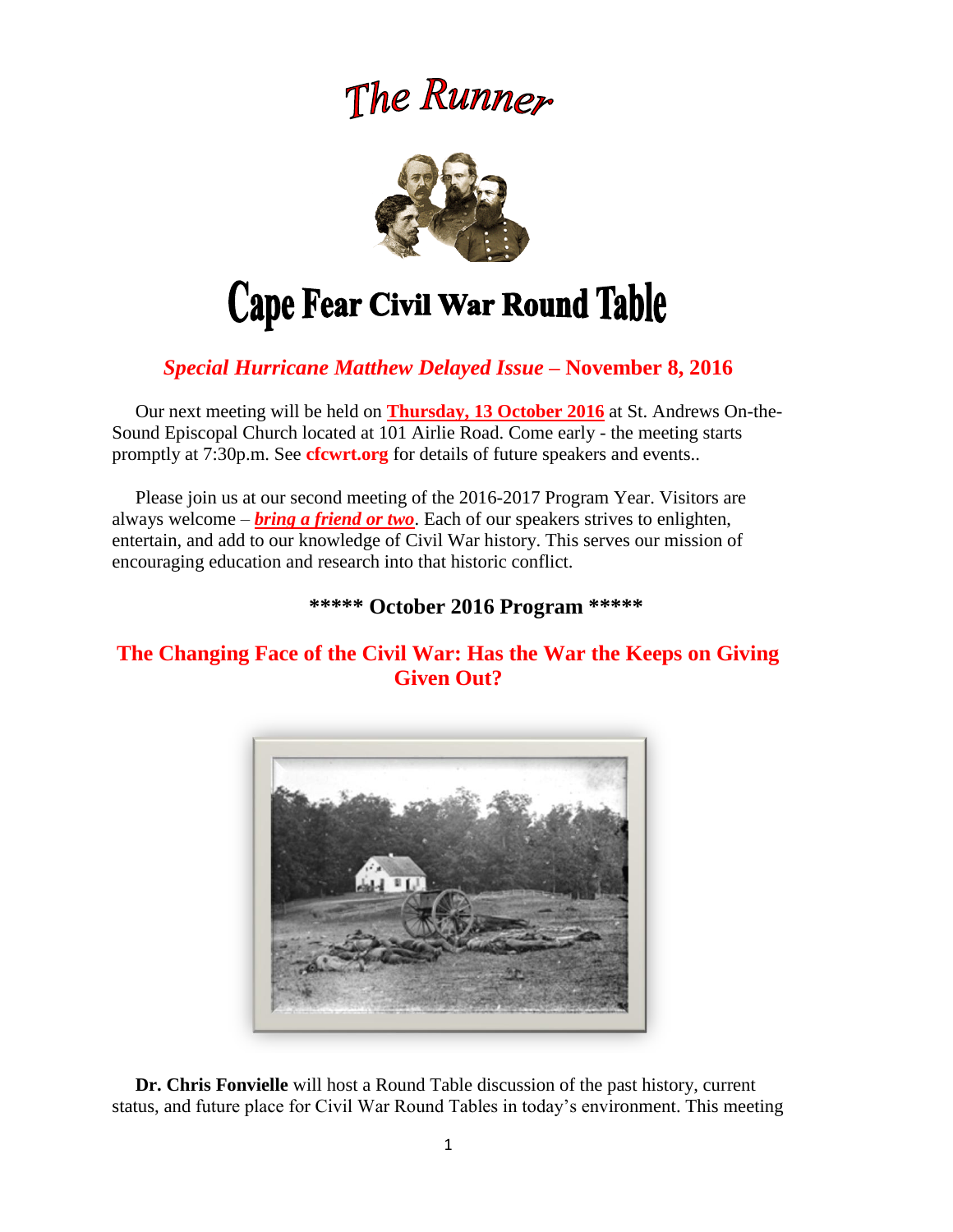# The Runner

# Cape Fear Civil War Round Table

## *Special Hurricane Matthew Delayed Issue* – November 8, 2016

Our next meeting will be held on **Thursday, 13 October 2016** at St. Andrews On-the-Sound Episcopal Church located at 101 Airlie Road. Come early - the meeting starts promptly at 7:30p.m. See **cfcwrt.org** for details of future speakers and events..

Please join us at our second meeting of the 2016-2017 Program Year. Visitors are always welcome – ***bring a friend or two***. Each of our speakers strives to enlighten, entertain, and add to our knowledge of Civil War history. This serves our mission of encouraging education and research into that historic conflict.

### ***** October 2016 Program *****

## The Changing Face of the Civil War: Has the War the Keeps on Giving Given Out?

**Dr. Chris Fonvielle** will host a Round Table discussion of the past history, current status, and future place for Civil War Round Tables in today's environment. This meeting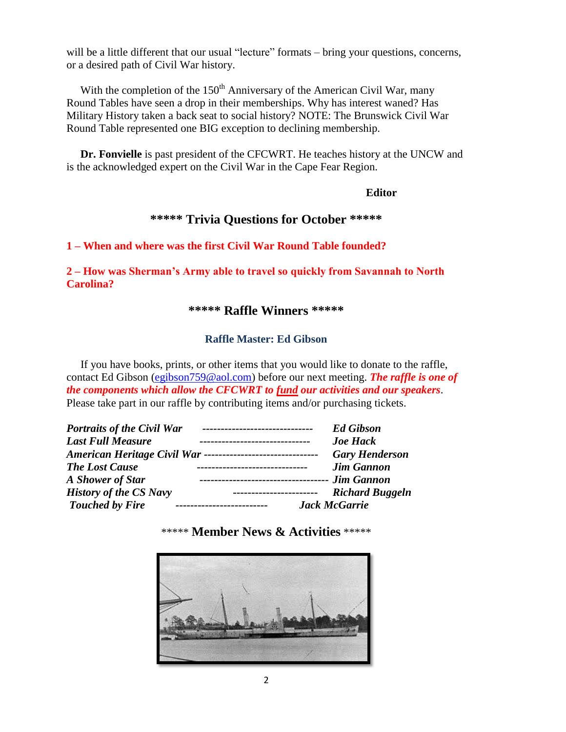will be a little different that our usual "lecture" formats – bring your questions, concerns, or a desired path of Civil War history.

With the completion of the 150th Anniversary of the American Civil War, many Round Tables have seen a drop in their memberships. Why has interest waned? Has Military History taken a back seat to social history? NOTE: The Brunswick Civil War Round Table represented one BIG exception to declining membership.

**Dr. Fonvielle** is past president of the CFCWRT. He teaches history at the UNCW and is the acknowledged expert on the Civil War in the Cape Fear Region.

**Editor**

## ***** Trivia Questions for October *****

**1 – When and where was the first Civil War Round Table founded?**

**2 – How was Sherman's Army able to travel so quickly from Savannah to North Carolina?**

## ***** Raffle Winners *****

**Raffle Master: Ed Gibson**

If you have books, prints, or other items that you would like to donate to the raffle, contact Ed Gibson (egibson759@aol.com) before our next meeting. ***The raffle is one of the components which allow the CFCWRT to fund our activities and our speakers***. Please take part in our raffle by contributing items and/or purchasing tickets.

| Item | Winner |
|---|---|
| *Portraits of the Civil War* | *Ed Gibson* |
| *Last Full Measure* | *Joe Hack* |
| *American Heritage Civil War* | *Gary Henderson* |
| *The Lost Cause* | *Jim Gannon* |
| *A Shower of Star* | *Jim Gannon* |
| *History of the CS Navy* | *Richard Buggeln* |
| *Touched by Fire* | *Jack McGarrie* |

## ***** Member News & Activities *****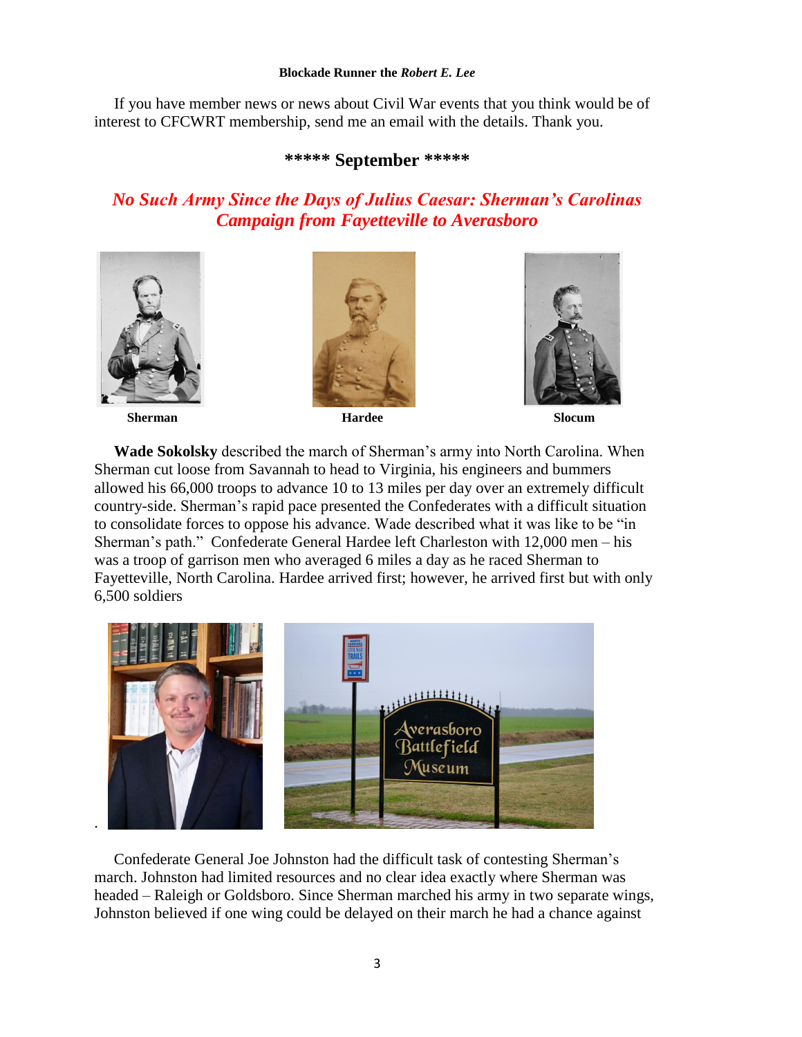**Blockade Runner the *Robert E. Lee***

If you have member news or news about Civil War events that you think would be of interest to CFCWRT membership, send me an email with the details. Thank you.

## ***** September *****

## *No Such Army Since the Days of Julius Caesar: Sherman's Carolinas Campaign from Fayetteville to Averasboro*

**Sherman** **Hardee** **Slocum**

**Wade Sokolsky** described the march of Sherman's army into North Carolina. When Sherman cut loose from Savannah to head to Virginia, his engineers and bummers allowed his 66,000 troops to advance 10 to 13 miles per day over an extremely difficult country-side. Sherman's rapid pace presented the Confederates with a difficult situation to consolidate forces to oppose his advance. Wade described what it was like to be "in Sherman's path." Confederate General Hardee left Charleston with 12,000 men – his was a troop of garrison men who averaged 6 miles a day as he raced Sherman to Fayetteville, North Carolina. Hardee arrived first; however, he arrived first but with only 6,500 soldiers

Confederate General Joe Johnston had the difficult task of contesting Sherman's march. Johnston had limited resources and no clear idea exactly where Sherman was headed – Raleigh or Goldsboro. Since Sherman marched his army in two separate wings, Johnston believed if one wing could be delayed on their march he had a chance against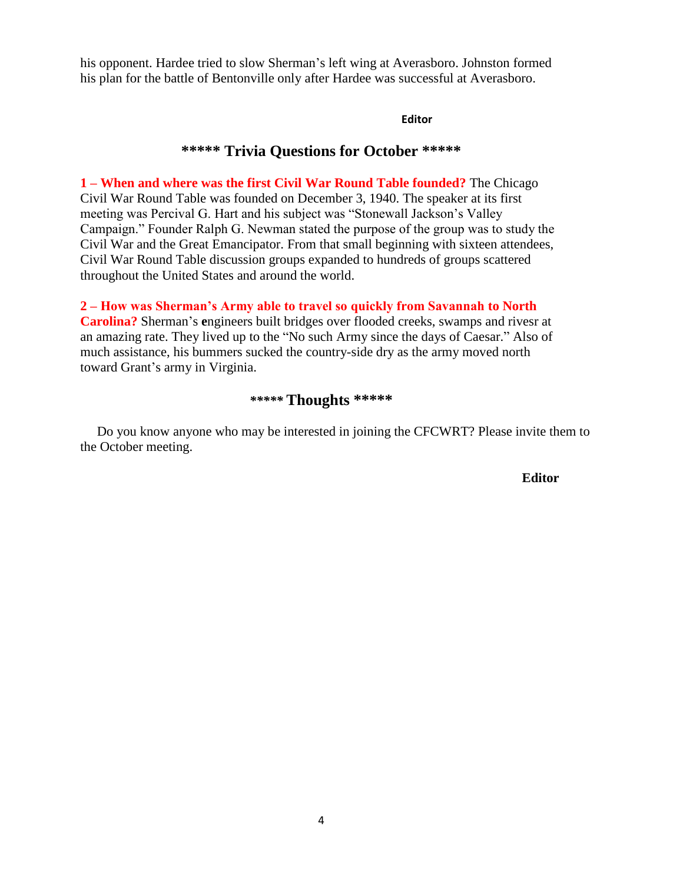his opponent. Hardee tried to slow Sherman's left wing at Averasboro. Johnston formed his plan for the battle of Bentonville only after Hardee was successful at Averasboro.

**Editor**

## ***** Trivia Questions for October *****

**1 – When and where was the first Civil War Round Table founded?** The Chicago Civil War Round Table was founded on December 3, 1940. The speaker at its first meeting was Percival G. Hart and his subject was "Stonewall Jackson's Valley Campaign." Founder Ralph G. Newman stated the purpose of the group was to study the Civil War and the Great Emancipator. From that small beginning with sixteen attendees, Civil War Round Table discussion groups expanded to hundreds of groups scattered throughout the United States and around the world.

**2 – How was Sherman's Army able to travel so quickly from Savannah to North Carolina?** Sherman's **e**ngineers built bridges over flooded creeks, swamps and rivesr at an amazing rate. They lived up to the "No such Army since the days of Caesar." Also of much assistance, his bummers sucked the country-side dry as the army moved north toward Grant's army in Virginia.

## ***** Thoughts *****

Do you know anyone who may be interested in joining the CFCWRT? Please invite them to the October meeting.

**Editor**